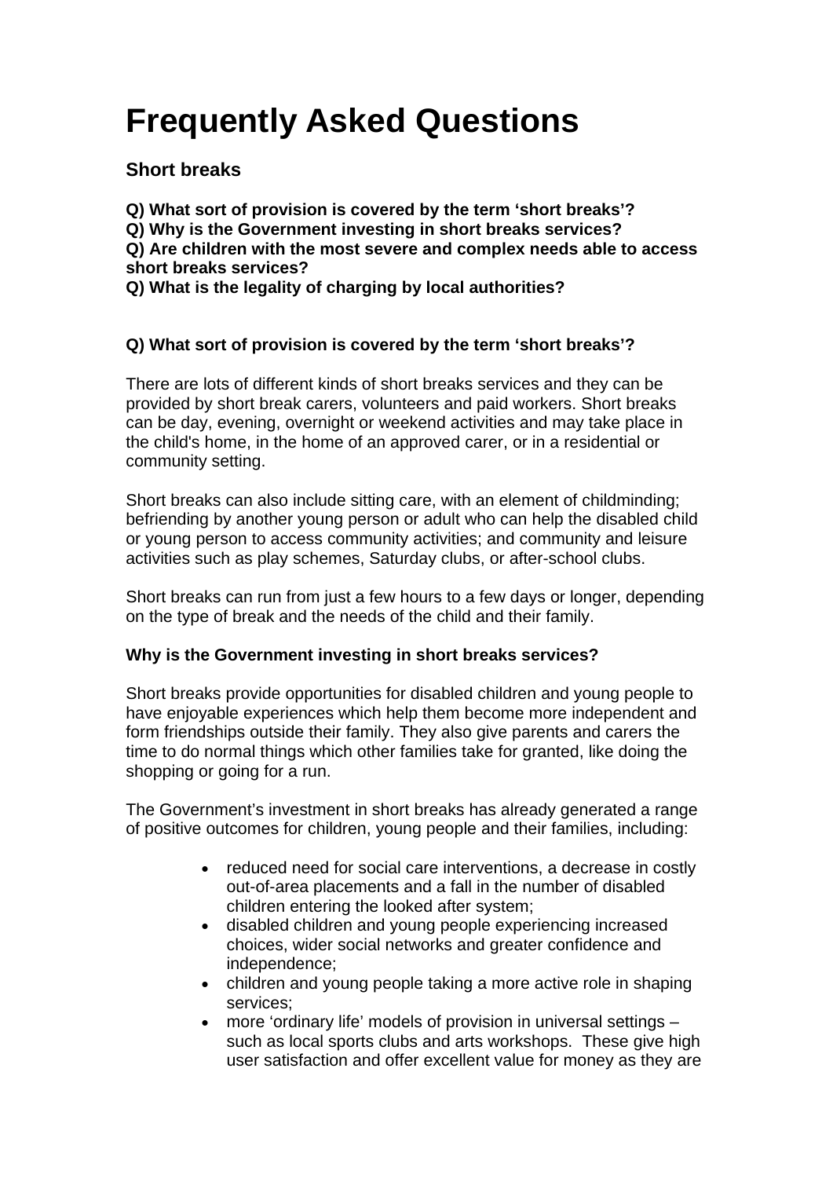# Frequently Asked Questions

## Short breaks

**Q) What sort of provision is covered by the term 'short breaks'?**
**Q) Why is the Government investing in short breaks services?**
**Q) Are children with the most severe and complex needs able to access short breaks services?**
**Q) What is the legality of charging by local authorities?**

**Q) What sort of provision is covered by the term 'short breaks'?**

There are lots of different kinds of short breaks services and they can be provided by short break carers, volunteers and paid workers. Short breaks can be day, evening, overnight or weekend activities and may take place in the child's home, in the home of an approved carer, or in a residential or community setting.

Short breaks can also include sitting care, with an element of childminding; befriending by another young person or adult who can help the disabled child or young person to access community activities; and community and leisure activities such as play schemes, Saturday clubs, or after-school clubs.

Short breaks can run from just a few hours to a few days or longer, depending on the type of break and the needs of the child and their family.

**Why is the Government investing in short breaks services?**

Short breaks provide opportunities for disabled children and young people to have enjoyable experiences which help them become more independent and form friendships outside their family. They also give parents and carers the time to do normal things which other families take for granted, like doing the shopping or going for a run.

The Government's investment in short breaks has already generated a range of positive outcomes for children, young people and their families, including:

- reduced need for social care interventions, a decrease in costly out-of-area placements and a fall in the number of disabled children entering the looked after system;
- disabled children and young people experiencing increased choices, wider social networks and greater confidence and independence;
- children and young people taking a more active role in shaping services;
- more 'ordinary life' models of provision in universal settings – such as local sports clubs and arts workshops. These give high user satisfaction and offer excellent value for money as they are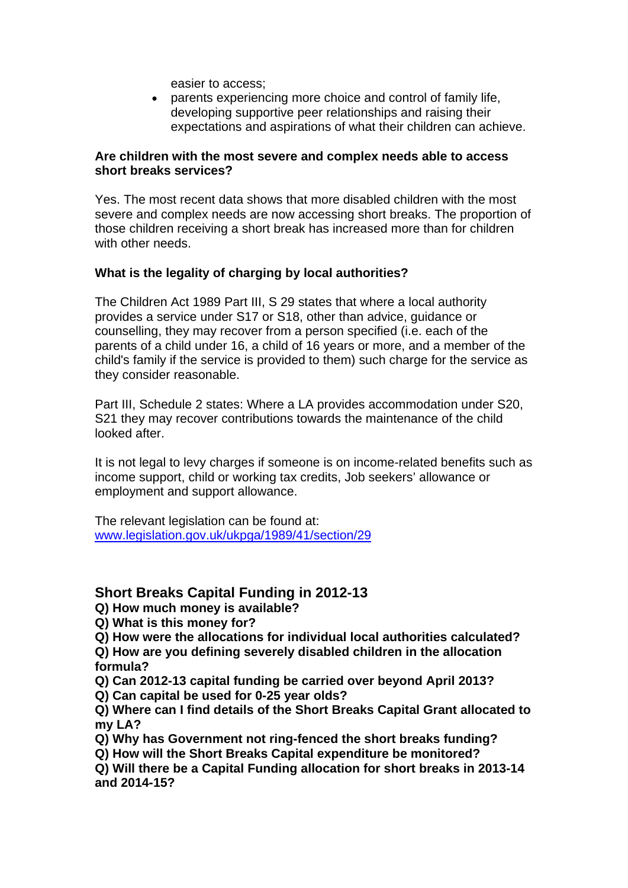easier to access;

- parents experiencing more choice and control of family life, developing supportive peer relationships and raising their expectations and aspirations of what their children can achieve.

**Are children with the most severe and complex needs able to access short breaks services?**

Yes. The most recent data shows that more disabled children with the most severe and complex needs are now accessing short breaks. The proportion of those children receiving a short break has increased more than for children with other needs.

**What is the legality of charging by local authorities?**

The Children Act 1989 Part III, S 29 states that where a local authority provides a service under S17 or S18, other than advice, guidance or counselling, they may recover from a person specified (i.e. each of the parents of a child under 16, a child of 16 years or more, and a member of the child's family if the service is provided to them) such charge for the service as they consider reasonable.

Part III, Schedule 2 states: Where a LA provides accommodation under S20, S21 they may recover contributions towards the maintenance of the child looked after.

It is not legal to levy charges if someone is on income-related benefits such as income support, child or working tax credits, Job seekers' allowance or employment and support allowance.

The relevant legislation can be found at: [www.legislation.gov.uk/ukpga/1989/41/section/29](http://www.legislation.gov.uk/ukpga/1989/41/section/29)

## Short Breaks Capital Funding in 2012-13

**Q) How much money is available?**
**Q) What is this money for?**
**Q) How were the allocations for individual local authorities calculated?**
**Q) How are you defining severely disabled children in the allocation formula?**
**Q) Can 2012-13 capital funding be carried over beyond April 2013?**
**Q) Can capital be used for 0-25 year olds?**
**Q) Where can I find details of the Short Breaks Capital Grant allocated to my LA?**
**Q) Why has Government not ring-fenced the short breaks funding?**
**Q) How will the Short Breaks Capital expenditure be monitored?**
**Q) Will there be a Capital Funding allocation for short breaks in 2013-14 and 2014-15?**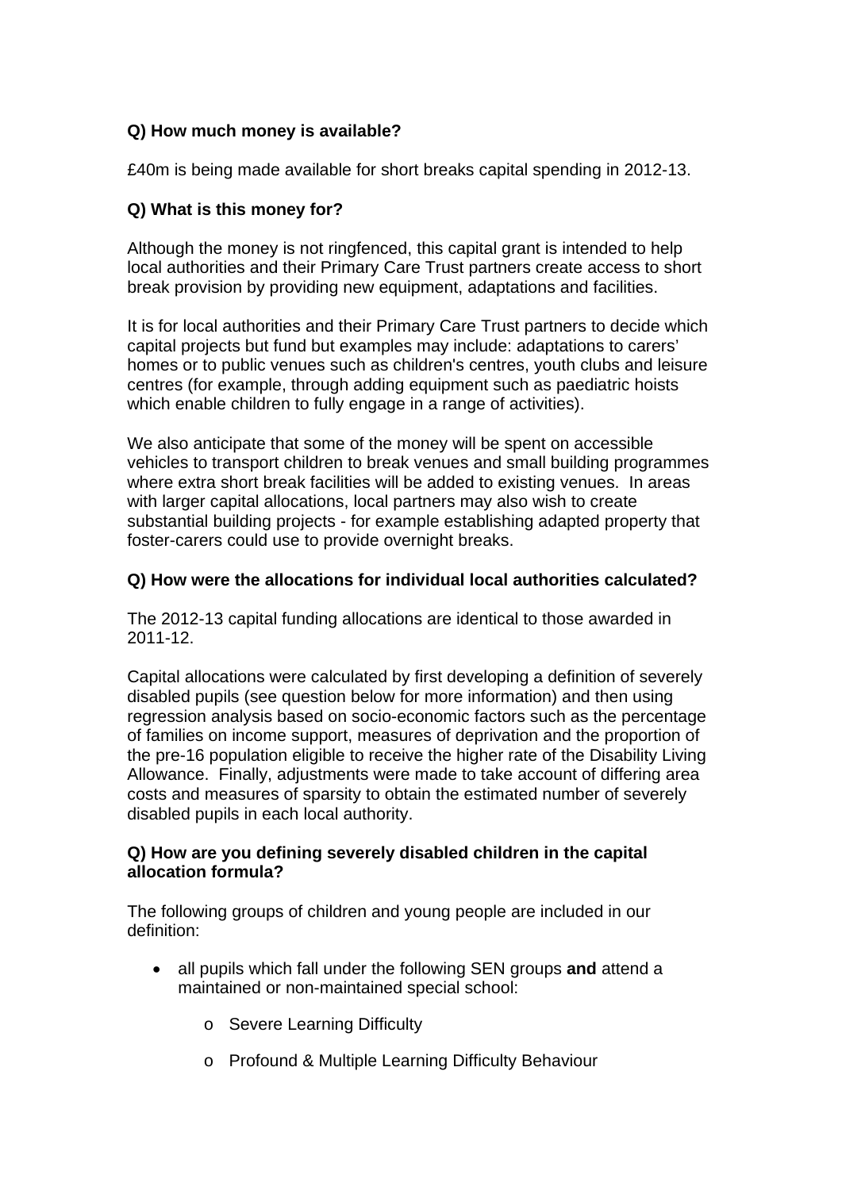**Q) How much money is available?**

£40m is being made available for short breaks capital spending in 2012-13.

**Q) What is this money for?**

Although the money is not ringfenced, this capital grant is intended to help local authorities and their Primary Care Trust partners create access to short break provision by providing new equipment, adaptations and facilities.

It is for local authorities and their Primary Care Trust partners to decide which capital projects but fund but examples may include: adaptations to carers' homes or to public venues such as children's centres, youth clubs and leisure centres (for example, through adding equipment such as paediatric hoists which enable children to fully engage in a range of activities).

We also anticipate that some of the money will be spent on accessible vehicles to transport children to break venues and small building programmes where extra short break facilities will be added to existing venues. In areas with larger capital allocations, local partners may also wish to create substantial building projects - for example establishing adapted property that foster-carers could use to provide overnight breaks.

**Q) How were the allocations for individual local authorities calculated?**

The 2012-13 capital funding allocations are identical to those awarded in 2011-12.

Capital allocations were calculated by first developing a definition of severely disabled pupils (see question below for more information) and then using regression analysis based on socio-economic factors such as the percentage of families on income support, measures of deprivation and the proportion of the pre-16 population eligible to receive the higher rate of the Disability Living Allowance. Finally, adjustments were made to take account of differing area costs and measures of sparsity to obtain the estimated number of severely disabled pupils in each local authority.

**Q) How are you defining severely disabled children in the capital allocation formula?**

The following groups of children and young people are included in our definition:

- all pupils which fall under the following SEN groups **and** attend a maintained or non-maintained special school:
  - Severe Learning Difficulty
  - Profound & Multiple Learning Difficulty Behaviour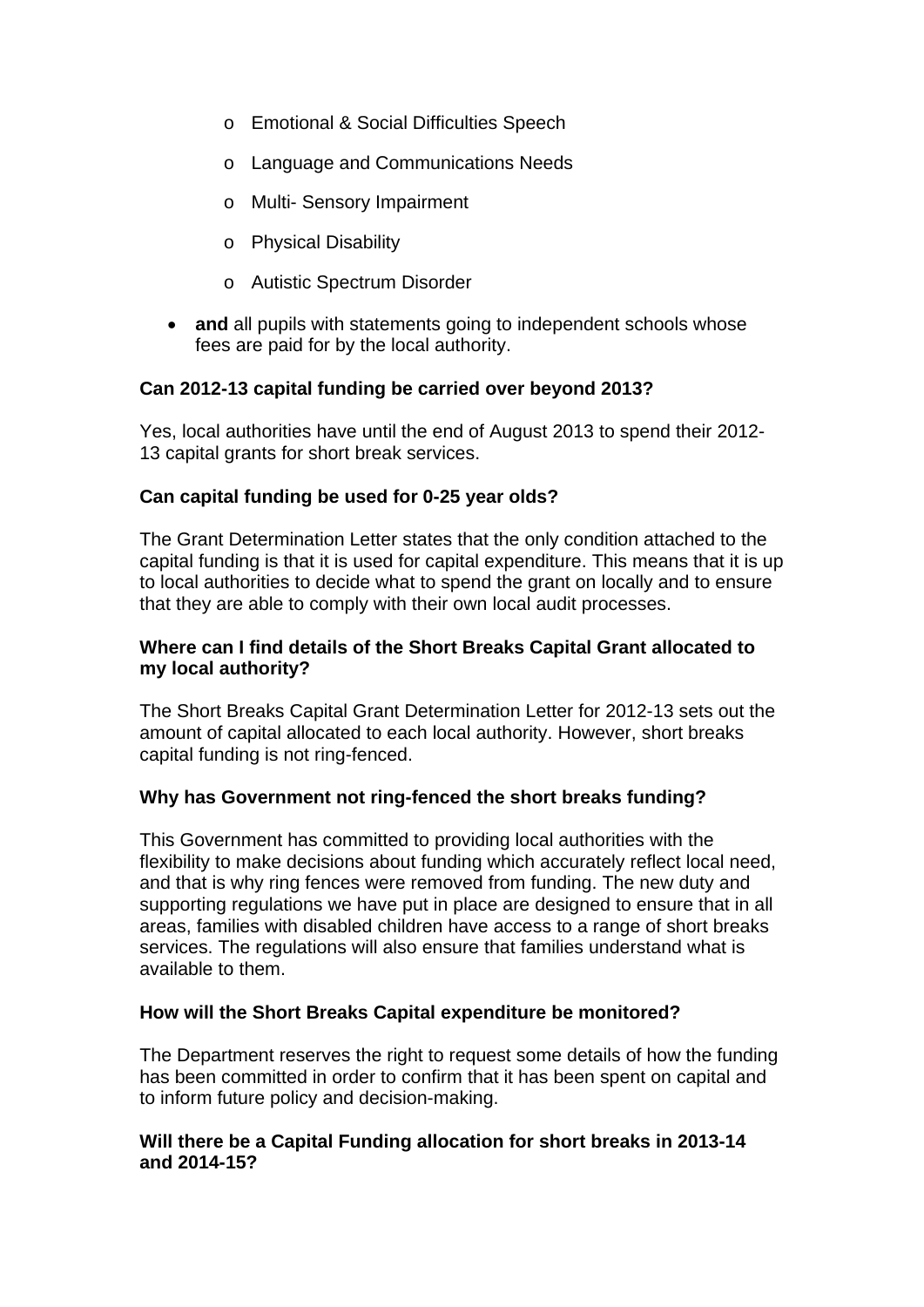- Emotional & Social Difficulties Speech
  - Language and Communications Needs
  - Multi- Sensory Impairment
  - Physical Disability
  - Autistic Spectrum Disorder
- **and** all pupils with statements going to independent schools whose fees are paid for by the local authority.

**Can 2012-13 capital funding be carried over beyond 2013?**

Yes, local authorities have until the end of August 2013 to spend their 2012-13 capital grants for short break services.

**Can capital funding be used for 0-25 year olds?**

The Grant Determination Letter states that the only condition attached to the capital funding is that it is used for capital expenditure. This means that it is up to local authorities to decide what to spend the grant on locally and to ensure that they are able to comply with their own local audit processes.

**Where can I find details of the Short Breaks Capital Grant allocated to my local authority?**

The Short Breaks Capital Grant Determination Letter for 2012-13 sets out the amount of capital allocated to each local authority. However, short breaks capital funding is not ring-fenced.

**Why has Government not ring-fenced the short breaks funding?**

This Government has committed to providing local authorities with the flexibility to make decisions about funding which accurately reflect local need, and that is why ring fences were removed from funding. The new duty and supporting regulations we have put in place are designed to ensure that in all areas, families with disabled children have access to a range of short breaks services. The regulations will also ensure that families understand what is available to them.

**How will the Short Breaks Capital expenditure be monitored?**

The Department reserves the right to request some details of how the funding has been committed in order to confirm that it has been spent on capital and to inform future policy and decision-making.

**Will there be a Capital Funding allocation for short breaks in 2013-14 and 2014-15?**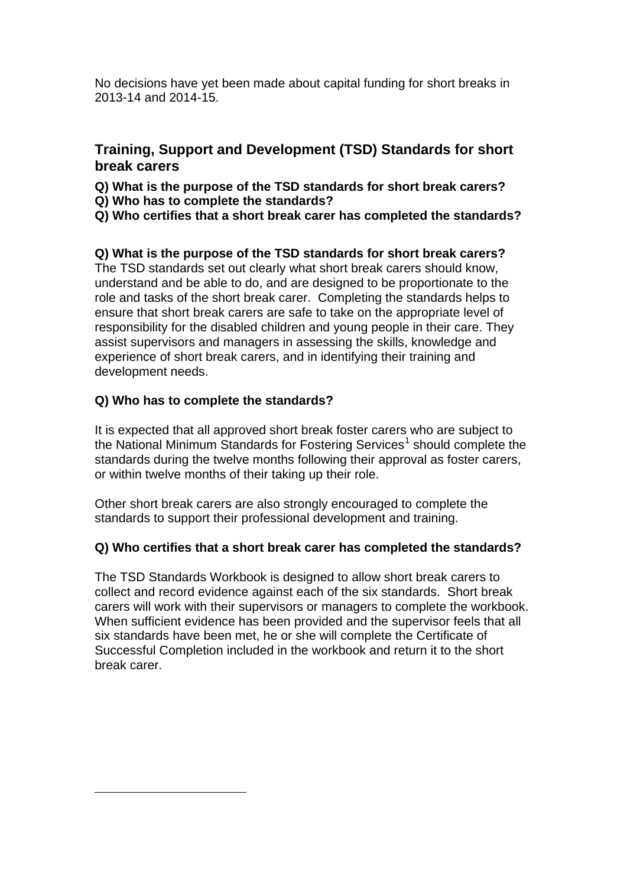No decisions have yet been made about capital funding for short breaks in 2013-14 and 2014-15.

## Training, Support and Development (TSD) Standards for short break carers

**Q) What is the purpose of the TSD standards for short break carers?**
**Q) Who has to complete the standards?**
**Q) Who certifies that a short break carer has completed the standards?**

**Q) What is the purpose of the TSD standards for short break carers?**

The TSD standards set out clearly what short break carers should know, understand and be able to do, and are designed to be proportionate to the role and tasks of the short break carer. Completing the standards helps to ensure that short break carers are safe to take on the appropriate level of responsibility for the disabled children and young people in their care. They assist supervisors and managers in assessing the skills, knowledge and experience of short break carers, and in identifying their training and development needs.

**Q) Who has to complete the standards?**

It is expected that all approved short break foster carers who are subject to the National Minimum Standards for Fostering Services[1] should complete the standards during the twelve months following their approval as foster carers, or within twelve months of their taking up their role.

Other short break carers are also strongly encouraged to complete the standards to support their professional development and training.

**Q) Who certifies that a short break carer has completed the standards?**

The TSD Standards Workbook is designed to allow short break carers to collect and record evidence against each of the six standards. Short break carers will work with their supervisors or managers to complete the workbook. When sufficient evidence has been provided and the supervisor feels that all six standards have been met, he or she will complete the Certificate of Successful Completion included in the workbook and return it to the short break carer.